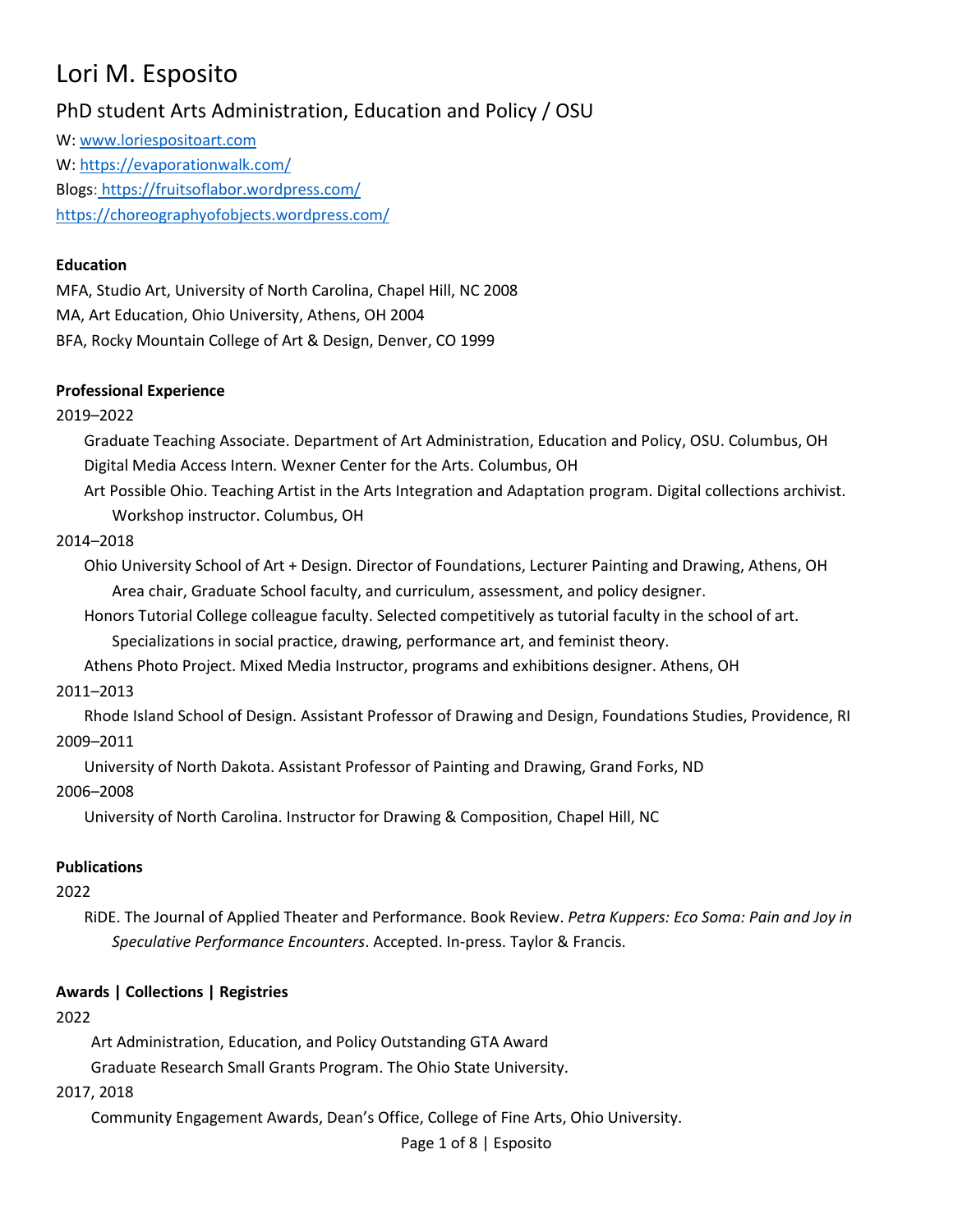# Lori M. Esposito

## PhD student Arts Administration, Education and Policy / OSU

W: [www.loriespositoart.com](http://www.loriespositoart.com)

W: [https://evaporationwalk.com/](https://evaporationwalk.com/)

Blogs: [https://fruitsoflabor.wordpress.com/](https://fruitsoflabor.wordpress.com/)

[https://choreographyofobjects.wordpress.com/](https://choreographyofobjects.wordpress.com/)

**Education**

MFA, Studio Art, University of North Carolina, Chapel Hill, NC 2008

MA, Art Education, Ohio University, Athens, OH 2004

BFA, Rocky Mountain College of Art & Design, Denver, CO 1999

**Professional Experience**

2019–2022

Graduate Teaching Associate. Department of Art Administration, Education and Policy, OSU. Columbus, OH

Digital Media Access Intern. Wexner Center for the Arts. Columbus, OH

Art Possible Ohio. Teaching Artist in the Arts Integration and Adaptation program. Digital collections archivist. Workshop instructor. Columbus, OH

2014–2018

Ohio University School of Art + Design. Director of Foundations, Lecturer Painting and Drawing, Athens, OH Area chair, Graduate School faculty, and curriculum, assessment, and policy designer.

Honors Tutorial College colleague faculty. Selected competitively as tutorial faculty in the school of art. Specializations in social practice, drawing, performance art, and feminist theory.

Athens Photo Project. Mixed Media Instructor, programs and exhibitions designer. Athens, OH

2011–2013

Rhode Island School of Design. Assistant Professor of Drawing and Design, Foundations Studies, Providence, RI

2009–2011

University of North Dakota. Assistant Professor of Painting and Drawing, Grand Forks, ND

2006–2008

University of North Carolina. Instructor for Drawing & Composition, Chapel Hill, NC

**Publications**

2022

RiDE. The Journal of Applied Theater and Performance. Book Review. *Petra Kuppers: Eco Soma: Pain and Joy in Speculative Performance Encounters*. Accepted. In-press. Taylor & Francis.

**Awards | Collections | Registries**

2022

Art Administration, Education, and Policy Outstanding GTA Award

Graduate Research Small Grants Program. The Ohio State University.

2017, 2018

Community Engagement Awards, Dean's Office, College of Fine Arts, Ohio University.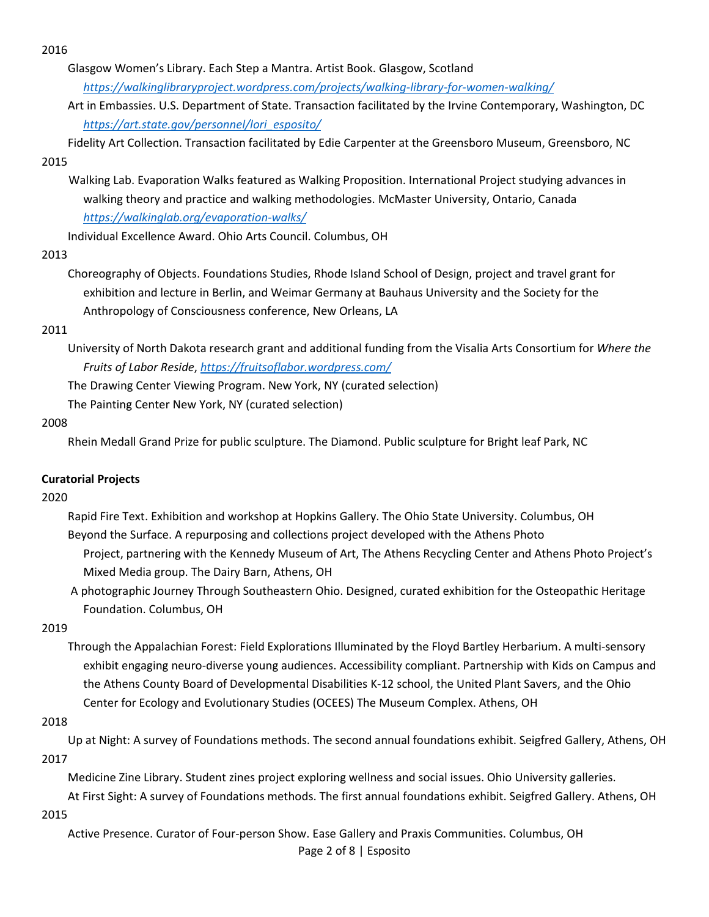2016

Glasgow Women's Library. Each Step a Mantra. Artist Book. Glasgow, Scotland *https://walkinglibraryproject.wordpress.com/projects/walking-library-for-women-walking/*

Art in Embassies. U.S. Department of State. Transaction facilitated by the Irvine Contemporary, Washington, DC *https://art.state.gov/personnel/lori_esposito/*

Fidelity Art Collection. Transaction facilitated by Edie Carpenter at the Greensboro Museum, Greensboro, NC

2015

Walking Lab. Evaporation Walks featured as Walking Proposition. International Project studying advances in walking theory and practice and walking methodologies. McMaster University, Ontario, Canada *https://walkinglab.org/evaporation-walks/*

Individual Excellence Award. Ohio Arts Council. Columbus, OH

2013

Choreography of Objects. Foundations Studies, Rhode Island School of Design, project and travel grant for exhibition and lecture in Berlin, and Weimar Germany at Bauhaus University and the Society for the Anthropology of Consciousness conference, New Orleans, LA

2011

University of North Dakota research grant and additional funding from the Visalia Arts Consortium for *Where the Fruits of Labor Reside*, *https://fruitsoflabor.wordpress.com/*

The Drawing Center Viewing Program. New York, NY (curated selection)

The Painting Center New York, NY (curated selection)

2008

Rhein Medall Grand Prize for public sculpture. The Diamond. Public sculpture for Bright leaf Park, NC

**Curatorial Projects**

2020

Rapid Fire Text. Exhibition and workshop at Hopkins Gallery. The Ohio State University. Columbus, OH

Beyond the Surface. A repurposing and collections project developed with the Athens Photo Project, partnering with the Kennedy Museum of Art, The Athens Recycling Center and Athens Photo Project's Mixed Media group. The Dairy Barn, Athens, OH

A photographic Journey Through Southeastern Ohio. Designed, curated exhibition for the Osteopathic Heritage Foundation. Columbus, OH

2019

Through the Appalachian Forest: Field Explorations Illuminated by the Floyd Bartley Herbarium. A multi-sensory exhibit engaging neuro-diverse young audiences. Accessibility compliant. Partnership with Kids on Campus and the Athens County Board of Developmental Disabilities K-12 school, the United Plant Savers, and the Ohio Center for Ecology and Evolutionary Studies (OCEES) The Museum Complex. Athens, OH

2018

Up at Night: A survey of Foundations methods. The second annual foundations exhibit. Seigfred Gallery, Athens, OH

2017

Medicine Zine Library. Student zines project exploring wellness and social issues. Ohio University galleries.

At First Sight: A survey of Foundations methods. The first annual foundations exhibit. Seigfred Gallery. Athens, OH

2015

Active Presence. Curator of Four-person Show. Ease Gallery and Praxis Communities. Columbus, OH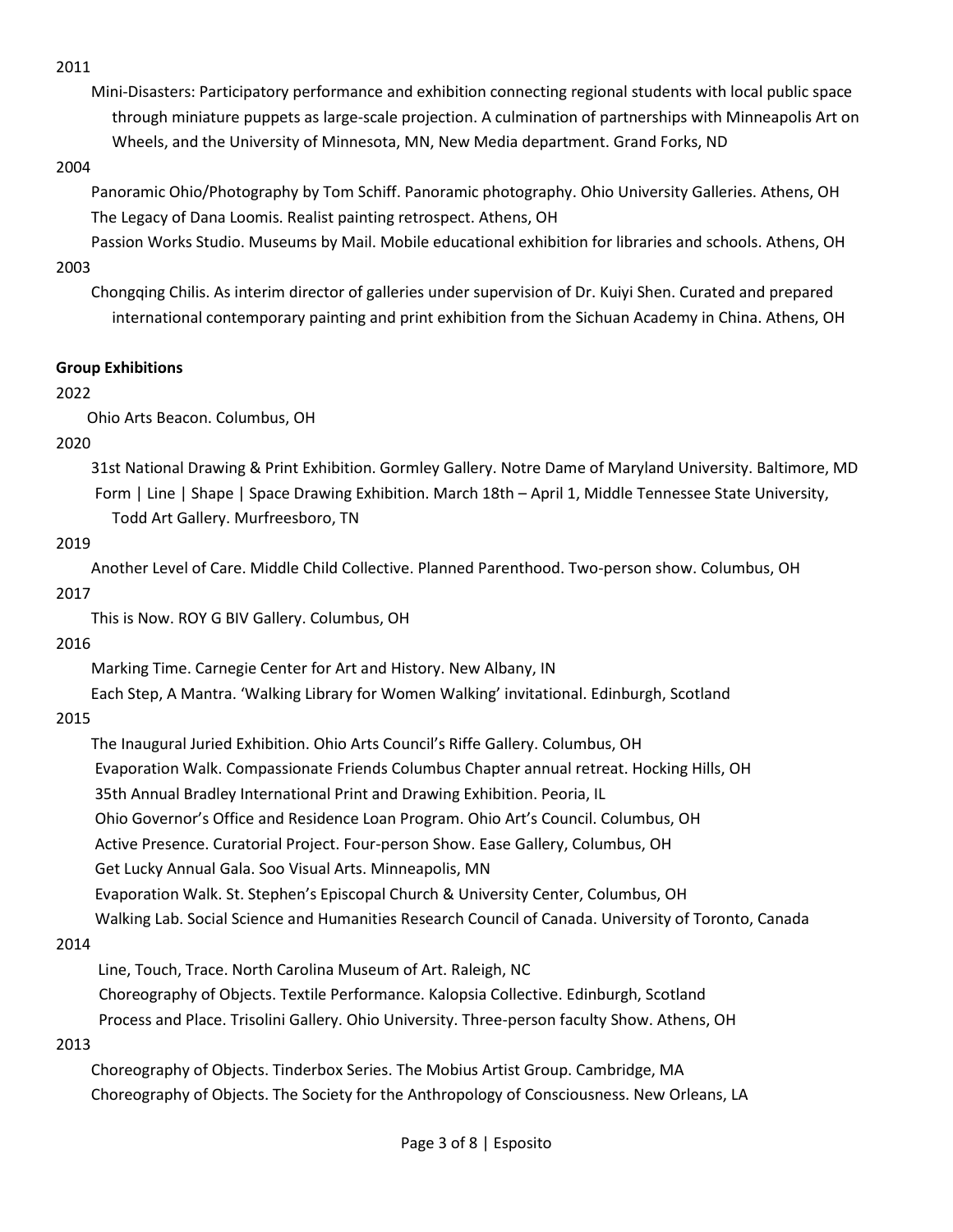2011

Mini-Disasters: Participatory performance and exhibition connecting regional students with local public space through miniature puppets as large-scale projection. A culmination of partnerships with Minneapolis Art on Wheels, and the University of Minnesota, MN, New Media department. Grand Forks, ND

2004

Panoramic Ohio/Photography by Tom Schiff. Panoramic photography. Ohio University Galleries. Athens, OH

The Legacy of Dana Loomis. Realist painting retrospect. Athens, OH

Passion Works Studio. Museums by Mail. Mobile educational exhibition for libraries and schools. Athens, OH

2003

Chongqing Chilis. As interim director of galleries under supervision of Dr. Kuiyi Shen. Curated and prepared international contemporary painting and print exhibition from the Sichuan Academy in China. Athens, OH

**Group Exhibitions**

2022

Ohio Arts Beacon. Columbus, OH

2020

31st National Drawing & Print Exhibition. Gormley Gallery. Notre Dame of Maryland University. Baltimore, MD

Form | Line | Shape | Space Drawing Exhibition. March 18th – April 1, Middle Tennessee State University, Todd Art Gallery. Murfreesboro, TN

2019

Another Level of Care. Middle Child Collective. Planned Parenthood. Two-person show. Columbus, OH

2017

This is Now. ROY G BIV Gallery. Columbus, OH

2016

Marking Time. Carnegie Center for Art and History. New Albany, IN

Each Step, A Mantra. 'Walking Library for Women Walking' invitational. Edinburgh, Scotland

2015

The Inaugural Juried Exhibition. Ohio Arts Council's Riffe Gallery. Columbus, OH

Evaporation Walk. Compassionate Friends Columbus Chapter annual retreat. Hocking Hills, OH

35th Annual Bradley International Print and Drawing Exhibition. Peoria, IL

Ohio Governor's Office and Residence Loan Program. Ohio Art's Council. Columbus, OH

Active Presence. Curatorial Project. Four-person Show. Ease Gallery, Columbus, OH

Get Lucky Annual Gala. Soo Visual Arts. Minneapolis, MN

Evaporation Walk. St. Stephen's Episcopal Church & University Center, Columbus, OH

Walking Lab. Social Science and Humanities Research Council of Canada. University of Toronto, Canada

2014

Line, Touch, Trace. North Carolina Museum of Art. Raleigh, NC

Choreography of Objects. Textile Performance. Kalopsia Collective. Edinburgh, Scotland

Process and Place. Trisolini Gallery. Ohio University. Three-person faculty Show. Athens, OH

2013

Choreography of Objects. Tinderbox Series. The Mobius Artist Group. Cambridge, MA

Choreography of Objects. The Society for the Anthropology of Consciousness. New Orleans, LA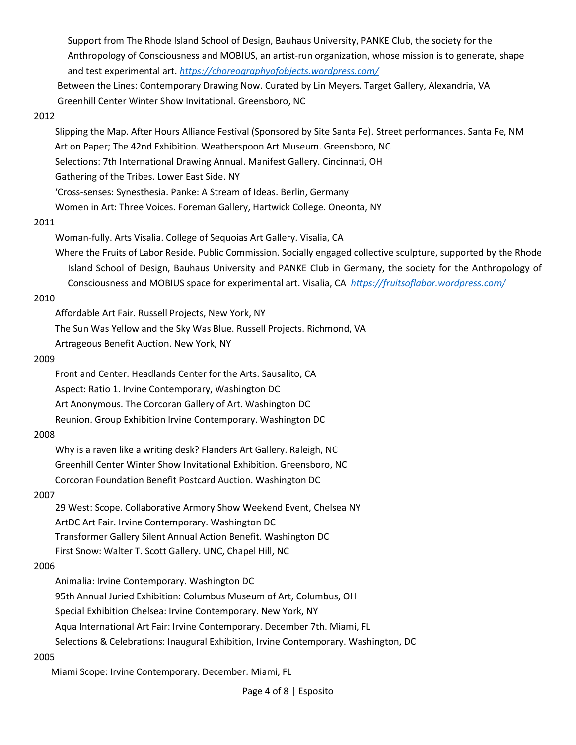Support from The Rhode Island School of Design, Bauhaus University, PANKE Club, the society for the Anthropology of Consciousness and MOBIUS, an artist-run organization, whose mission is to generate, shape and test experimental art. *https://choreographyofobjects.wordpress.com/*

Between the Lines: Contemporary Drawing Now. Curated by Lin Meyers. Target Gallery, Alexandria, VA

Greenhill Center Winter Show Invitational. Greensboro, NC

2012

Slipping the Map. After Hours Alliance Festival (Sponsored by Site Santa Fe). Street performances. Santa Fe, NM

Art on Paper; The 42nd Exhibition. Weatherspoon Art Museum. Greensboro, NC

Selections: 7th International Drawing Annual. Manifest Gallery. Cincinnati, OH

Gathering of the Tribes. Lower East Side. NY

'Cross-senses: Synesthesia. Panke: A Stream of Ideas. Berlin, Germany

Women in Art: Three Voices. Foreman Gallery, Hartwick College. Oneonta, NY

2011

Woman-fully. Arts Visalia. College of Sequoias Art Gallery. Visalia, CA

Where the Fruits of Labor Reside. Public Commission. Socially engaged collective sculpture, supported by the Rhode Island School of Design, Bauhaus University and PANKE Club in Germany, the society for the Anthropology of Consciousness and MOBIUS space for experimental art. Visalia, CA *https://fruitsoflabor.wordpress.com/*

2010

Affordable Art Fair. Russell Projects, New York, NY

The Sun Was Yellow and the Sky Was Blue. Russell Projects. Richmond, VA

Artrageous Benefit Auction. New York, NY

2009

Front and Center. Headlands Center for the Arts. Sausalito, CA

Aspect: Ratio 1. Irvine Contemporary, Washington DC

Art Anonymous. The Corcoran Gallery of Art. Washington DC

Reunion. Group Exhibition Irvine Contemporary. Washington DC

2008

Why is a raven like a writing desk? Flanders Art Gallery. Raleigh, NC

Greenhill Center Winter Show Invitational Exhibition. Greensboro, NC

Corcoran Foundation Benefit Postcard Auction. Washington DC

2007

29 West: Scope. Collaborative Armory Show Weekend Event, Chelsea NY

ArtDC Art Fair. Irvine Contemporary. Washington DC

Transformer Gallery Silent Annual Action Benefit. Washington DC

First Snow: Walter T. Scott Gallery. UNC, Chapel Hill, NC

2006

Animalia: Irvine Contemporary. Washington DC

95th Annual Juried Exhibition: Columbus Museum of Art, Columbus, OH

Special Exhibition Chelsea: Irvine Contemporary. New York, NY

Aqua International Art Fair: Irvine Contemporary. December 7th. Miami, FL

Selections & Celebrations: Inaugural Exhibition, Irvine Contemporary. Washington, DC

2005

Miami Scope: Irvine Contemporary. December. Miami, FL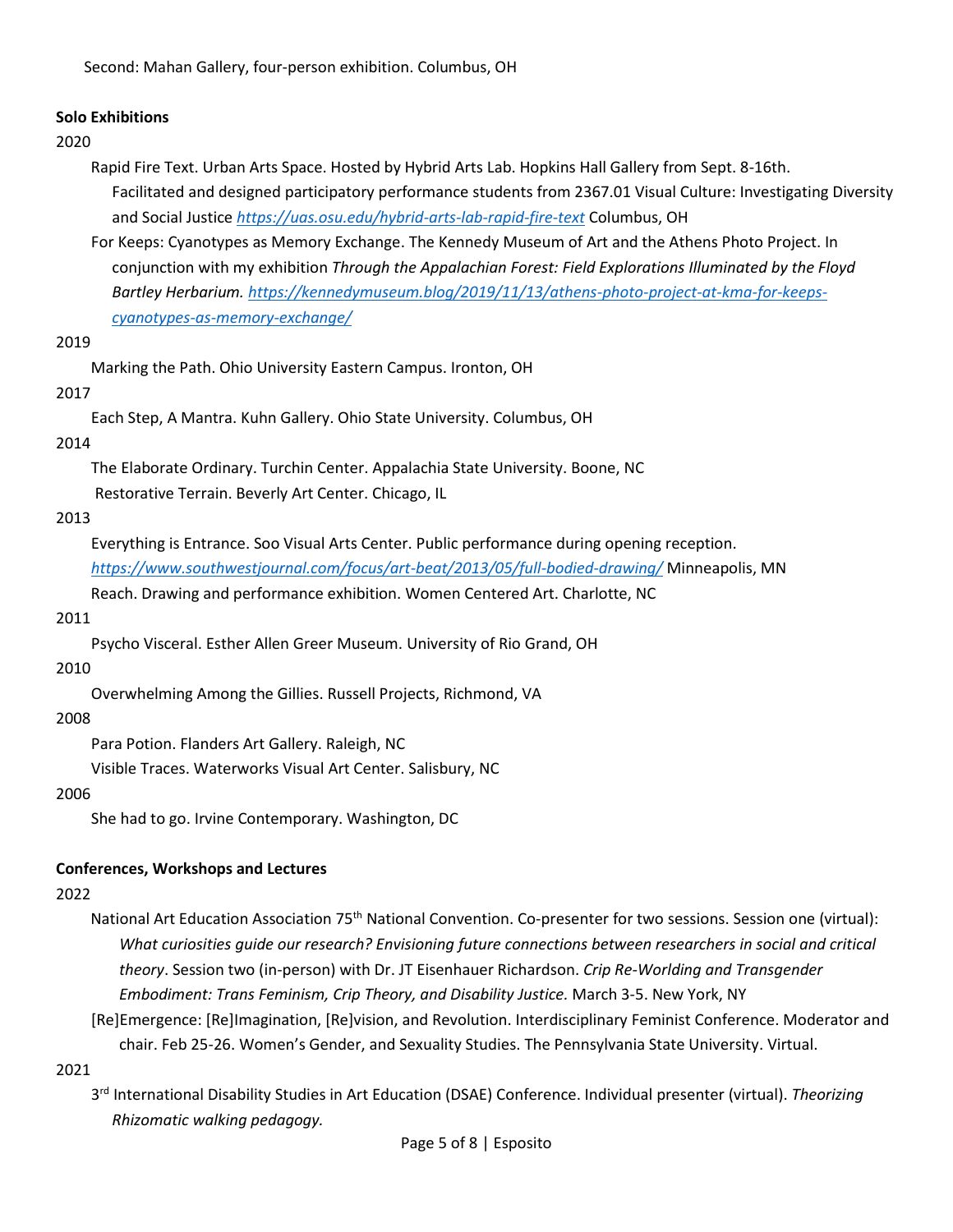Second: Mahan Gallery, four-person exhibition. Columbus, OH

**Solo Exhibitions**

2020

Rapid Fire Text. Urban Arts Space. Hosted by Hybrid Arts Lab. Hopkins Hall Gallery from Sept. 8-16th. Facilitated and designed participatory performance students from 2367.01 Visual Culture: Investigating Diversity and Social Justice *https://uas.osu.edu/hybrid-arts-lab-rapid-fire-text* Columbus, OH

For Keeps: Cyanotypes as Memory Exchange. The Kennedy Museum of Art and the Athens Photo Project. In conjunction with my exhibition *Through the Appalachian Forest: Field Explorations Illuminated by the Floyd Bartley Herbarium. https://kennedymuseum.blog/2019/11/13/athens-photo-project-at-kma-for-keeps-cyanotypes-as-memory-exchange/*

2019

Marking the Path. Ohio University Eastern Campus. Ironton, OH

2017

Each Step, A Mantra. Kuhn Gallery. Ohio State University. Columbus, OH

2014

The Elaborate Ordinary. Turchin Center. Appalachia State University. Boone, NC

Restorative Terrain. Beverly Art Center. Chicago, IL

2013

Everything is Entrance. Soo Visual Arts Center. Public performance during opening reception. *https://www.southwestjournal.com/focus/art-beat/2013/05/full-bodied-drawing/* Minneapolis, MN

Reach. Drawing and performance exhibition. Women Centered Art. Charlotte, NC

2011

Psycho Visceral. Esther Allen Greer Museum. University of Rio Grand, OH

2010

Overwhelming Among the Gillies. Russell Projects, Richmond, VA

2008

Para Potion. Flanders Art Gallery. Raleigh, NC

Visible Traces. Waterworks Visual Art Center. Salisbury, NC

2006

She had to go. Irvine Contemporary. Washington, DC

**Conferences, Workshops and Lectures**

2022

National Art Education Association 75th National Convention. Co-presenter for two sessions. Session one (virtual): *What curiosities guide our research? Envisioning future connections between researchers in social and critical theory*. Session two (in-person) with Dr. JT Eisenhauer Richardson. *Crip Re-Worlding and Transgender Embodiment: Trans Feminism, Crip Theory, and Disability Justice.* March 3-5. New York, NY

[Re]Emergence: [Re]Imagination, [Re]vision, and Revolution. Interdisciplinary Feminist Conference. Moderator and chair. Feb 25-26. Women's Gender, and Sexuality Studies. The Pennsylvania State University. Virtual.

2021

3rd International Disability Studies in Art Education (DSAE) Conference. Individual presenter (virtual). *Theorizing Rhizomatic walking pedagogy.*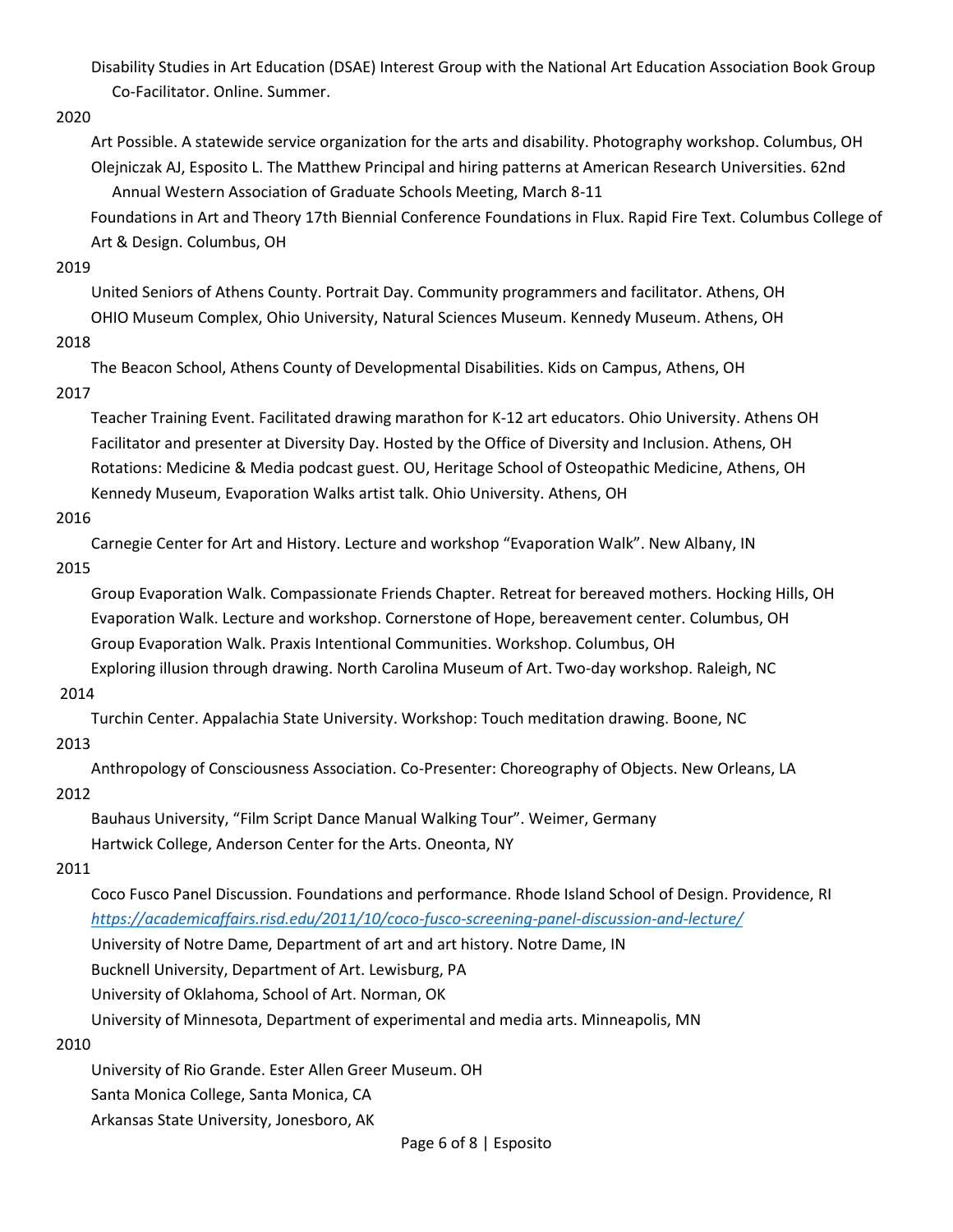Disability Studies in Art Education (DSAE) Interest Group with the National Art Education Association Book Group Co-Facilitator. Online. Summer.

2020

Art Possible. A statewide service organization for the arts and disability. Photography workshop. Columbus, OH

Olejniczak AJ, Esposito L. The Matthew Principal and hiring patterns at American Research Universities. 62nd Annual Western Association of Graduate Schools Meeting, March 8-11

Foundations in Art and Theory 17th Biennial Conference Foundations in Flux. Rapid Fire Text. Columbus College of Art & Design. Columbus, OH

2019

United Seniors of Athens County. Portrait Day. Community programmers and facilitator. Athens, OH

OHIO Museum Complex, Ohio University, Natural Sciences Museum. Kennedy Museum. Athens, OH

2018

The Beacon School, Athens County of Developmental Disabilities. Kids on Campus, Athens, OH

2017

Teacher Training Event. Facilitated drawing marathon for K-12 art educators. Ohio University. Athens OH

Facilitator and presenter at Diversity Day. Hosted by the Office of Diversity and Inclusion. Athens, OH

Rotations: Medicine & Media podcast guest. OU, Heritage School of Osteopathic Medicine, Athens, OH

Kennedy Museum, Evaporation Walks artist talk. Ohio University. Athens, OH

2016

Carnegie Center for Art and History. Lecture and workshop “Evaporation Walk”. New Albany, IN

2015

Group Evaporation Walk. Compassionate Friends Chapter. Retreat for bereaved mothers. Hocking Hills, OH

Evaporation Walk. Lecture and workshop. Cornerstone of Hope, bereavement center. Columbus, OH

Group Evaporation Walk. Praxis Intentional Communities. Workshop. Columbus, OH

Exploring illusion through drawing. North Carolina Museum of Art. Two-day workshop. Raleigh, NC

2014

Turchin Center. Appalachia State University. Workshop: Touch meditation drawing. Boone, NC

2013

Anthropology of Consciousness Association. Co-Presenter: Choreography of Objects. New Orleans, LA

2012

Bauhaus University, “Film Script Dance Manual Walking Tour”. Weimer, Germany

Hartwick College, Anderson Center for the Arts. Oneonta, NY

2011

Coco Fusco Panel Discussion. Foundations and performance. Rhode Island School of Design. Providence, RI

*https://academicaffairs.risd.edu/2011/10/coco-fusco-screening-panel-discussion-and-lecture/*

University of Notre Dame, Department of art and art history. Notre Dame, IN

Bucknell University, Department of Art. Lewisburg, PA

University of Oklahoma, School of Art. Norman, OK

University of Minnesota, Department of experimental and media arts. Minneapolis, MN

2010

University of Rio Grande. Ester Allen Greer Museum. OH

Santa Monica College, Santa Monica, CA

Arkansas State University, Jonesboro, AK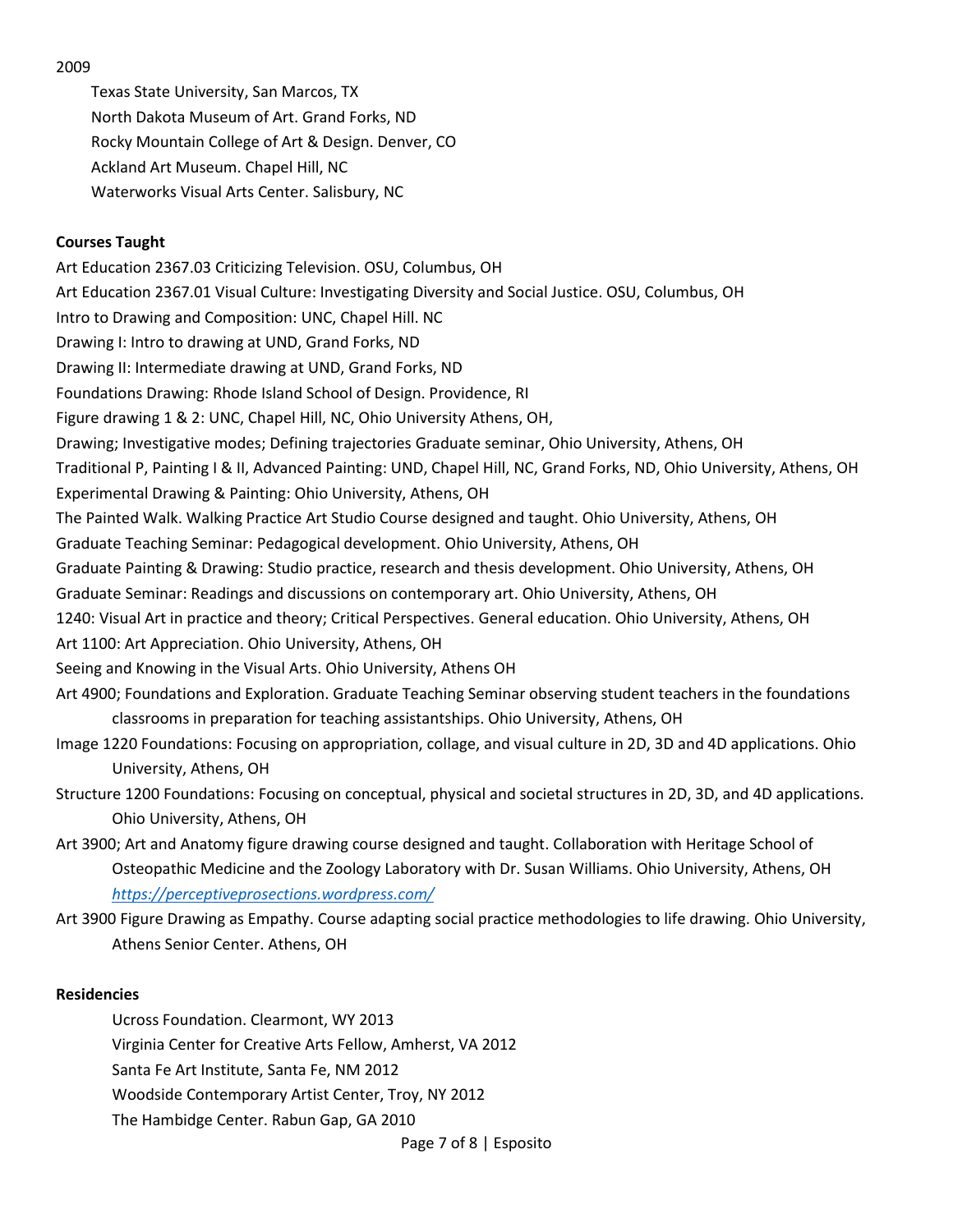2009

Texas State University, San Marcos, TX
North Dakota Museum of Art. Grand Forks, ND
Rocky Mountain College of Art & Design. Denver, CO
Ackland Art Museum. Chapel Hill, NC
Waterworks Visual Arts Center. Salisbury, NC

**Courses Taught**

Art Education 2367.03 Criticizing Television. OSU, Columbus, OH
Art Education 2367.01 Visual Culture: Investigating Diversity and Social Justice. OSU, Columbus, OH
Intro to Drawing and Composition: UNC, Chapel Hill. NC
Drawing I: Intro to drawing at UND, Grand Forks, ND
Drawing II: Intermediate drawing at UND, Grand Forks, ND
Foundations Drawing: Rhode Island School of Design. Providence, RI
Figure drawing 1 & 2: UNC, Chapel Hill, NC, Ohio University Athens, OH,
Drawing; Investigative modes; Defining trajectories Graduate seminar, Ohio University, Athens, OH
Traditional P, Painting I & II, Advanced Painting: UND, Chapel Hill, NC, Grand Forks, ND, Ohio University, Athens, OH
Experimental Drawing & Painting: Ohio University, Athens, OH
The Painted Walk. Walking Practice Art Studio Course designed and taught. Ohio University, Athens, OH
Graduate Teaching Seminar: Pedagogical development. Ohio University, Athens, OH
Graduate Painting & Drawing: Studio practice, research and thesis development. Ohio University, Athens, OH
Graduate Seminar: Readings and discussions on contemporary art. Ohio University, Athens, OH
1240: Visual Art in practice and theory; Critical Perspectives. General education. Ohio University, Athens, OH
Art 1100: Art Appreciation. Ohio University, Athens, OH
Seeing and Knowing in the Visual Arts. Ohio University, Athens OH
Art 4900; Foundations and Exploration. Graduate Teaching Seminar observing student teachers in the foundations classrooms in preparation for teaching assistantships. Ohio University, Athens, OH
Image 1220 Foundations: Focusing on appropriation, collage, and visual culture in 2D, 3D and 4D applications. Ohio University, Athens, OH
Structure 1200 Foundations: Focusing on conceptual, physical and societal structures in 2D, 3D, and 4D applications. Ohio University, Athens, OH
Art 3900; Art and Anatomy figure drawing course designed and taught. Collaboration with Heritage School of Osteopathic Medicine and the Zoology Laboratory with Dr. Susan Williams. Ohio University, Athens, OH *https://perceptiveprosections.wordpress.com/*
Art 3900 Figure Drawing as Empathy. Course adapting social practice methodologies to life drawing. Ohio University, Athens Senior Center. Athens, OH

**Residencies**

Ucross Foundation. Clearmont, WY 2013
Virginia Center for Creative Arts Fellow, Amherst, VA 2012
Santa Fe Art Institute, Santa Fe, NM 2012
Woodside Contemporary Artist Center, Troy, NY 2012
The Hambidge Center. Rabun Gap, GA 2010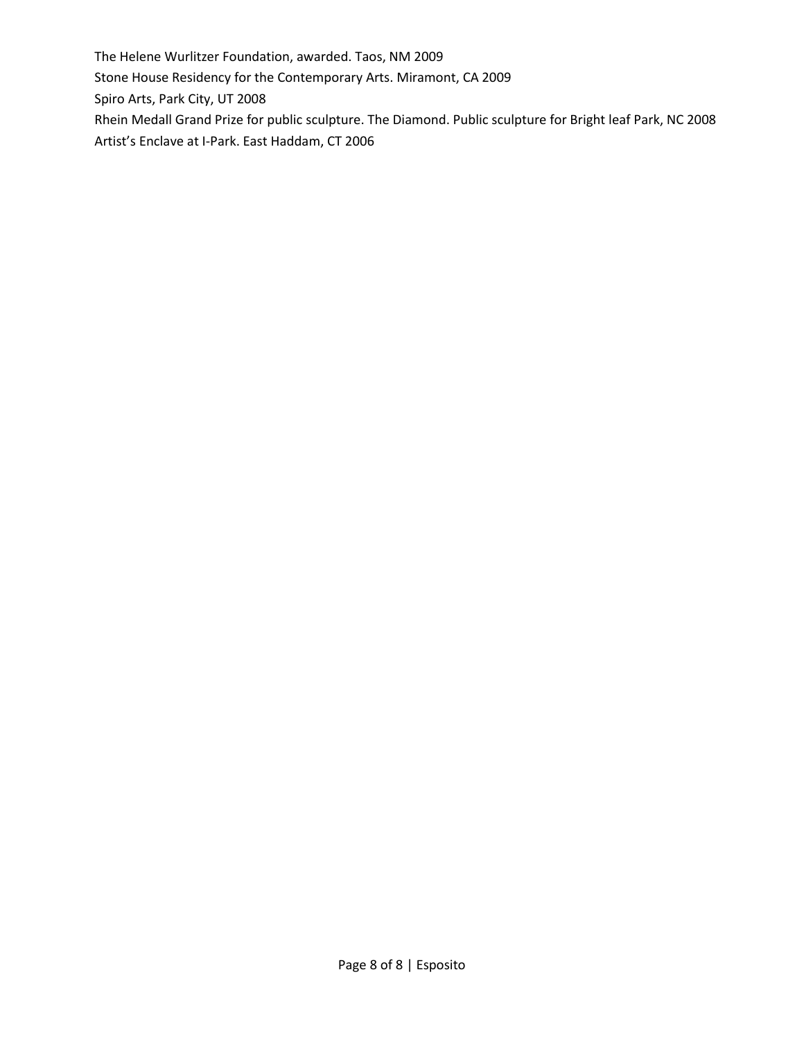The Helene Wurlitzer Foundation, awarded. Taos, NM 2009

Stone House Residency for the Contemporary Arts. Miramont, CA 2009

Spiro Arts, Park City, UT 2008

Rhein Medall Grand Prize for public sculpture. The Diamond. Public sculpture for Bright leaf Park, NC 2008

Artist's Enclave at I-Park. East Haddam, CT 2006